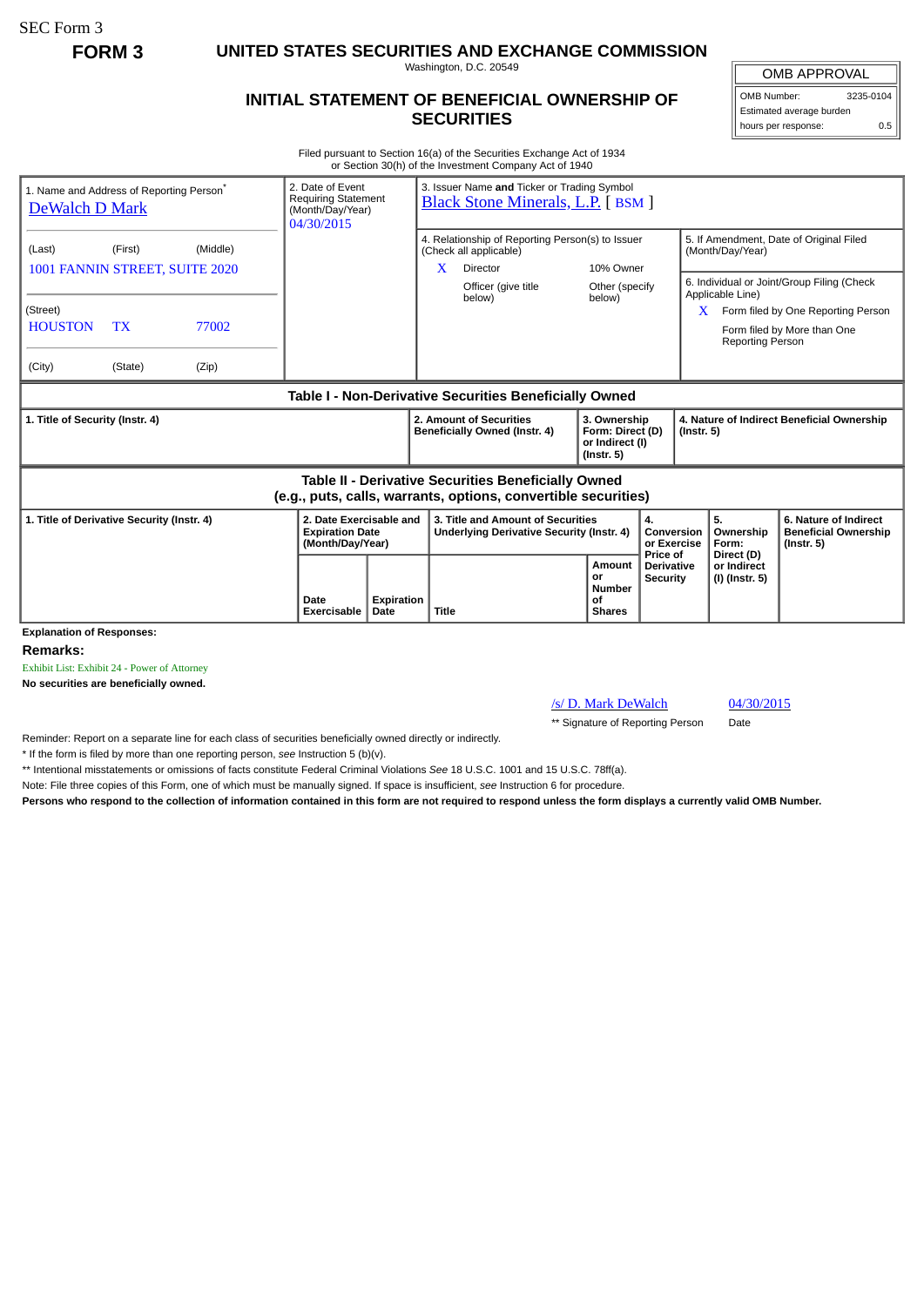SEC Form 3

**FORM 3**

# UNITED STATES SECURITIES AND EXCHANGE COMMISSION

Washington, D.C. 20549

## INITIAL STATEMENT OF BENEFICIAL OWNERSHIP OF SECURITIES

| OMB APPROVAL | |
|---|---|
| OMB Number: | 3235-0104 |
| Estimated average burden | |
| hours per response: | 0.5 |

Filed pursuant to Section 16(a) of the Securities Exchange Act of 1934
or Section 30(h) of the Investment Company Act of 1940

1. Name and Address of Reporting Person*
DeWalch D Mark

(Last) (First) (Middle)
1001 FANNIN STREET, SUITE 2020

(Street)
HOUSTON TX 77002

(City) (State) (Zip)

2. Date of Event Requiring Statement (Month/Day/Year)
04/30/2015

3. Issuer Name **and** Ticker or Trading Symbol
Black Stone Minerals, L.P. [ BSM ]

4. Relationship of Reporting Person(s) to Issuer (Check all applicable)
X Director
10% Owner
Officer (give title below)
Other (specify below)

5. If Amendment, Date of Original Filed (Month/Day/Year)

6. Individual or Joint/Group Filing (Check Applicable Line)
X Form filed by One Reporting Person
Form filed by More than One Reporting Person

### Table I - Non-Derivative Securities Beneficially Owned

| 1. Title of Security (Instr. 4) | 2. Amount of Securities Beneficially Owned (Instr. 4) | 3. Ownership Form: Direct (D) or Indirect (I) (Instr. 5) | 4. Nature of Indirect Beneficial Ownership (Instr. 5) |
|---|---|---|---|

### Table II - Derivative Securities Beneficially Owned (e.g., puts, calls, warrants, options, convertible securities)

| 1. Title of Derivative Security (Instr. 4) | 2. Date Exercisable and Expiration Date (Month/Day/Year) | | 3. Title and Amount of Securities Underlying Derivative Security (Instr. 4) | | 4. Conversion or Exercise Price of Derivative Security | 5. Ownership Form: Direct (D) or Indirect (I) (Instr. 5) | 6. Nature of Indirect Beneficial Ownership (Instr. 5) |
|---|---|---|---|---|---|---|---|
| | Date Exercisable | Expiration Date | Title | Amount or Number of Shares | | | |

**Explanation of Responses:**

**Remarks:**

Exhibit List: Exhibit 24 - Power of Attorney

**No securities are beneficially owned.**

/s/ D. Mark DeWalch 04/30/2015

** Signature of Reporting Person Date

Reminder: Report on a separate line for each class of securities beneficially owned directly or indirectly.

* If the form is filed by more than one reporting person, *see* Instruction 5 (b)(v).

** Intentional misstatements or omissions of facts constitute Federal Criminal Violations *See* 18 U.S.C. 1001 and 15 U.S.C. 78ff(a).

Note: File three copies of this Form, one of which must be manually signed. If space is insufficient, *see* Instruction 6 for procedure.

**Persons who respond to the collection of information contained in this form are not required to respond unless the form displays a currently valid OMB Number.**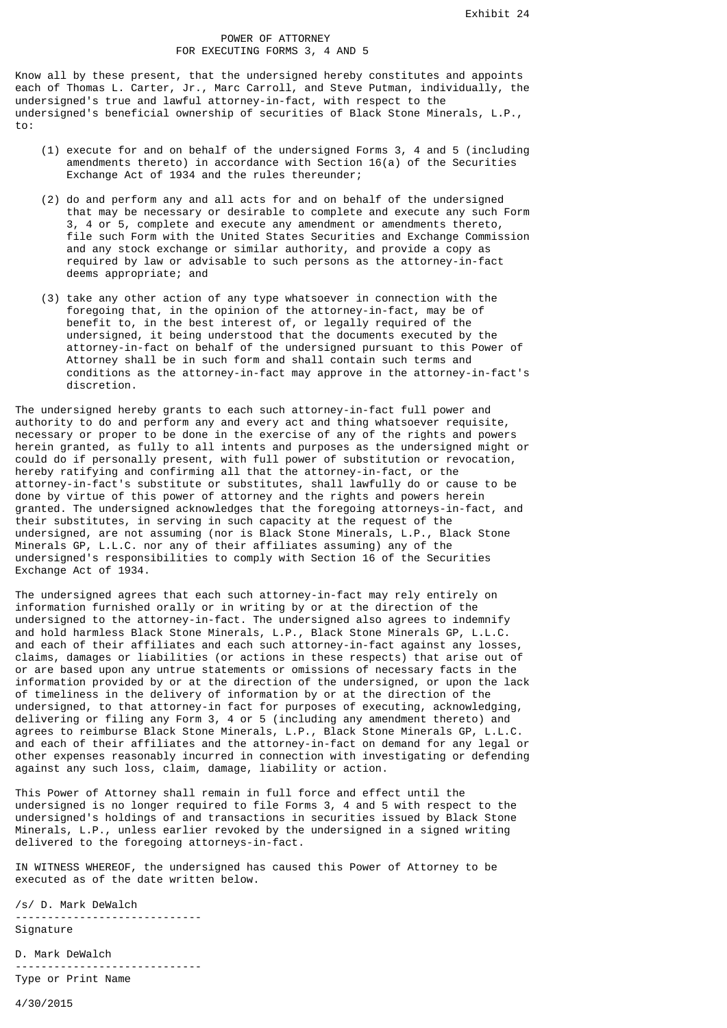Exhibit 24

# POWER OF ATTORNEY
## FOR EXECUTING FORMS 3, 4 AND 5

Know all by these present, that the undersigned hereby constitutes and appoints each of Thomas L. Carter, Jr., Marc Carroll, and Steve Putman, individually, the undersigned's true and lawful attorney-in-fact, with respect to the undersigned's beneficial ownership of securities of Black Stone Minerals, L.P., to:

(1) execute for and on behalf of the undersigned Forms 3, 4 and 5 (including amendments thereto) in accordance with Section 16(a) of the Securities Exchange Act of 1934 and the rules thereunder;

(2) do and perform any and all acts for and on behalf of the undersigned that may be necessary or desirable to complete and execute any such Form 3, 4 or 5, complete and execute any amendment or amendments thereto, file such Form with the United States Securities and Exchange Commission and any stock exchange or similar authority, and provide a copy as required by law or advisable to such persons as the attorney-in-fact deems appropriate; and

(3) take any other action of any type whatsoever in connection with the foregoing that, in the opinion of the attorney-in-fact, may be of benefit to, in the best interest of, or legally required of the undersigned, it being understood that the documents executed by the attorney-in-fact on behalf of the undersigned pursuant to this Power of Attorney shall be in such form and shall contain such terms and conditions as the attorney-in-fact may approve in the attorney-in-fact's discretion.

The undersigned hereby grants to each such attorney-in-fact full power and authority to do and perform any and every act and thing whatsoever requisite, necessary or proper to be done in the exercise of any of the rights and powers herein granted, as fully to all intents and purposes as the undersigned might or could do if personally present, with full power of substitution or revocation, hereby ratifying and confirming all that the attorney-in-fact, or the attorney-in-fact's substitute or substitutes, shall lawfully do or cause to be done by virtue of this power of attorney and the rights and powers herein granted. The undersigned acknowledges that the foregoing attorneys-in-fact, and their substitutes, in serving in such capacity at the request of the undersigned, are not assuming (nor is Black Stone Minerals, L.P., Black Stone Minerals GP, L.L.C. nor any of their affiliates assuming) any of the undersigned's responsibilities to comply with Section 16 of the Securities Exchange Act of 1934.

The undersigned agrees that each such attorney-in-fact may rely entirely on information furnished orally or in writing by or at the direction of the undersigned to the attorney-in-fact. The undersigned also agrees to indemnify and hold harmless Black Stone Minerals, L.P., Black Stone Minerals GP, L.L.C. and each of their affiliates and each such attorney-in-fact against any losses, claims, damages or liabilities (or actions in these respects) that arise out of or are based upon any untrue statements or omissions of necessary facts in the information provided by or at the direction of the undersigned, or upon the lack of timeliness in the delivery of information by or at the direction of the undersigned, to that attorney-in fact for purposes of executing, acknowledging, delivering or filing any Form 3, 4 or 5 (including any amendment thereto) and agrees to reimburse Black Stone Minerals, L.P., Black Stone Minerals GP, L.L.C. and each of their affiliates and the attorney-in-fact on demand for any legal or other expenses reasonably incurred in connection with investigating or defending against any such loss, claim, damage, liability or action.

This Power of Attorney shall remain in full force and effect until the undersigned is no longer required to file Forms 3, 4 and 5 with respect to the undersigned's holdings of and transactions in securities issued by Black Stone Minerals, L.P., unless earlier revoked by the undersigned in a signed writing delivered to the foregoing attorneys-in-fact.

IN WITNESS WHEREOF, the undersigned has caused this Power of Attorney to be executed as of the date written below.

/s/ D. Mark DeWalch
-----------------------------
Signature

D. Mark DeWalch
-----------------------------
Type or Print Name

4/30/2015